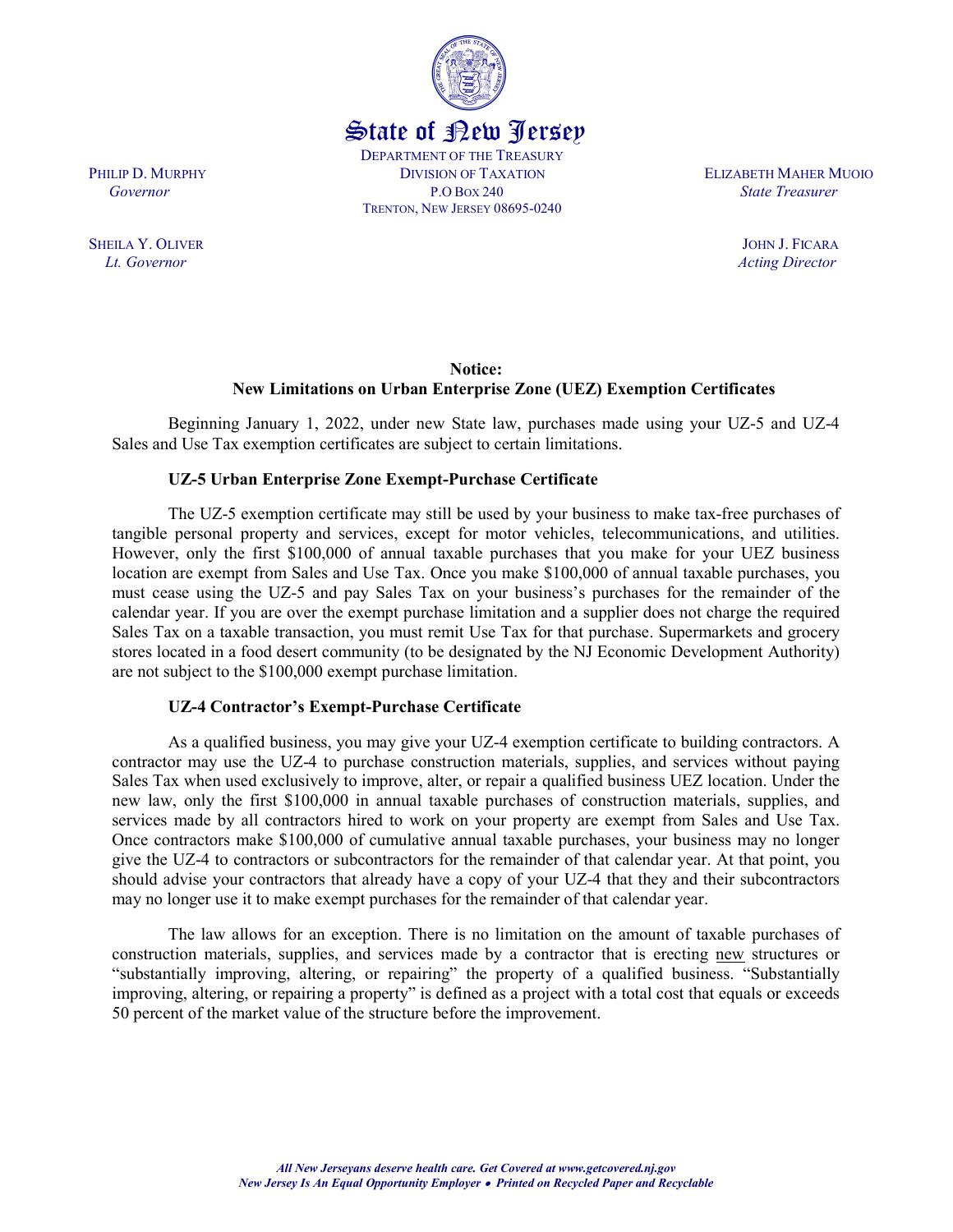State of New Jersey

DEPARTMENT OF THE TREASURY
DIVISION OF TAXATION
P.O BOX 240
TRENTON, NEW JERSEY 08695-0240

PHILIP D. MURPHY
*Governor*

SHEILA Y. OLIVER
*Lt. Governor*

ELIZABETH MAHER MUOIO
*State Treasurer*

JOHN J. FICARA
*Acting Director*

## Notice:
## New Limitations on Urban Enterprise Zone (UEZ) Exemption Certificates

Beginning January 1, 2022, under new State law, purchases made using your UZ-5 and UZ-4 Sales and Use Tax exemption certificates are subject to certain limitations.

### UZ-5 Urban Enterprise Zone Exempt-Purchase Certificate

The UZ-5 exemption certificate may still be used by your business to make tax-free purchases of tangible personal property and services, except for motor vehicles, telecommunications, and utilities. However, only the first $100,000 of annual taxable purchases that you make for your UEZ business location are exempt from Sales and Use Tax. Once you make $100,000 of annual taxable purchases, you must cease using the UZ-5 and pay Sales Tax on your business's purchases for the remainder of the calendar year. If you are over the exempt purchase limitation and a supplier does not charge the required Sales Tax on a taxable transaction, you must remit Use Tax for that purchase. Supermarkets and grocery stores located in a food desert community (to be designated by the NJ Economic Development Authority) are not subject to the $100,000 exempt purchase limitation.

### UZ-4 Contractor's Exempt-Purchase Certificate

As a qualified business, you may give your UZ-4 exemption certificate to building contractors. A contractor may use the UZ-4 to purchase construction materials, supplies, and services without paying Sales Tax when used exclusively to improve, alter, or repair a qualified business UEZ location. Under the new law, only the first $100,000 in annual taxable purchases of construction materials, supplies, and services made by all contractors hired to work on your property are exempt from Sales and Use Tax. Once contractors make $100,000 of cumulative annual taxable purchases, your business may no longer give the UZ-4 to contractors or subcontractors for the remainder of that calendar year. At that point, you should advise your contractors that already have a copy of your UZ-4 that they and their subcontractors may no longer use it to make exempt purchases for the remainder of that calendar year.

The law allows for an exception. There is no limitation on the amount of taxable purchases of construction materials, supplies, and services made by a contractor that is erecting new structures or "substantially improving, altering, or repairing" the property of a qualified business. "Substantially improving, altering, or repairing a property" is defined as a project with a total cost that equals or exceeds 50 percent of the market value of the structure before the improvement.

*All New Jerseyans deserve health care. Get Covered at www.getcovered.nj.gov*
*New Jersey Is An Equal Opportunity Employer • Printed on Recycled Paper and Recyclable*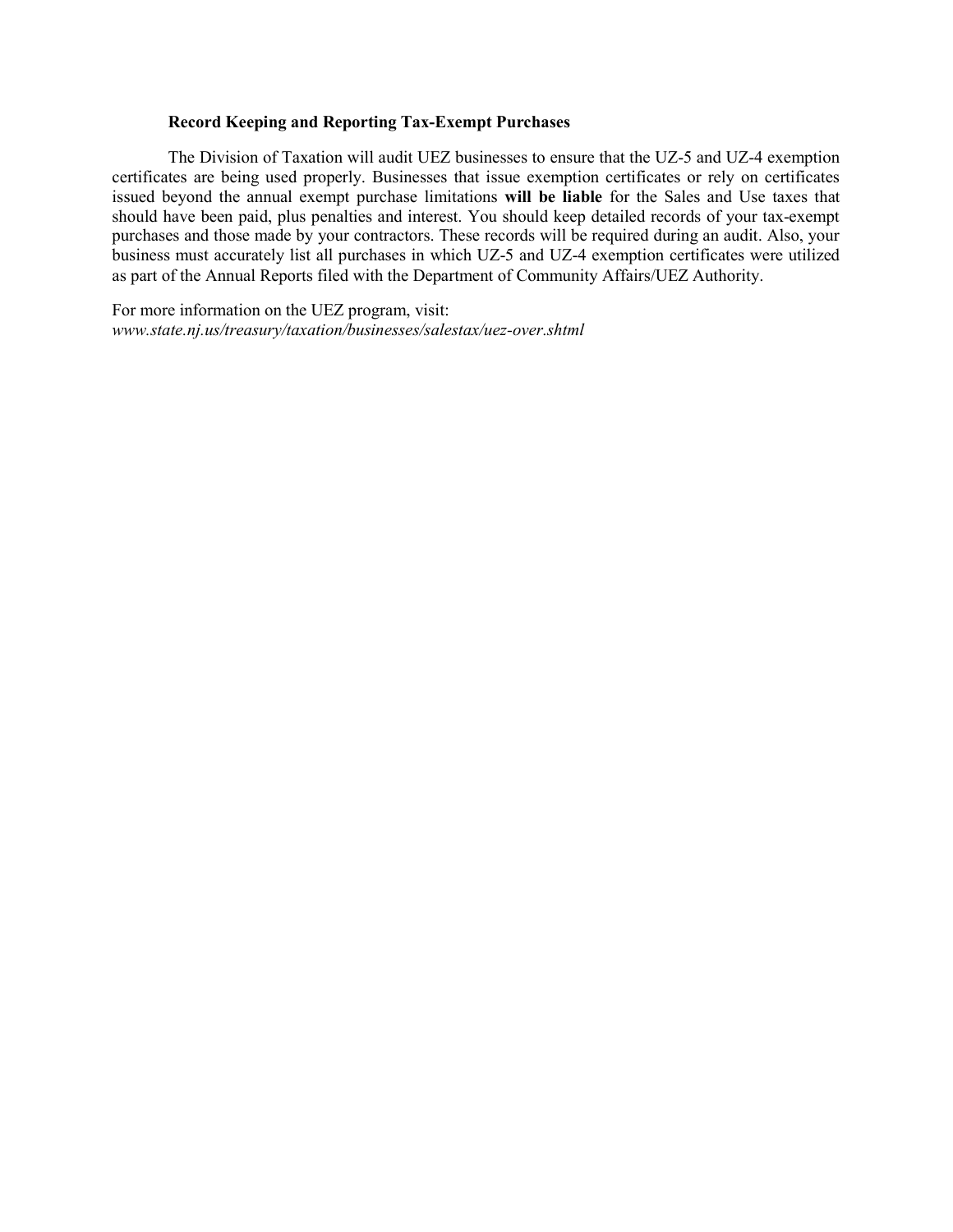**Record Keeping and Reporting Tax-Exempt Purchases**

The Division of Taxation will audit UEZ businesses to ensure that the UZ-5 and UZ-4 exemption certificates are being used properly. Businesses that issue exemption certificates or rely on certificates issued beyond the annual exempt purchase limitations **will be liable** for the Sales and Use taxes that should have been paid, plus penalties and interest. You should keep detailed records of your tax-exempt purchases and those made by your contractors. These records will be required during an audit. Also, your business must accurately list all purchases in which UZ-5 and UZ-4 exemption certificates were utilized as part of the Annual Reports filed with the Department of Community Affairs/UEZ Authority.

For more information on the UEZ program, visit:
*www.state.nj.us/treasury/taxation/businesses/salestax/uez-over.shtml*